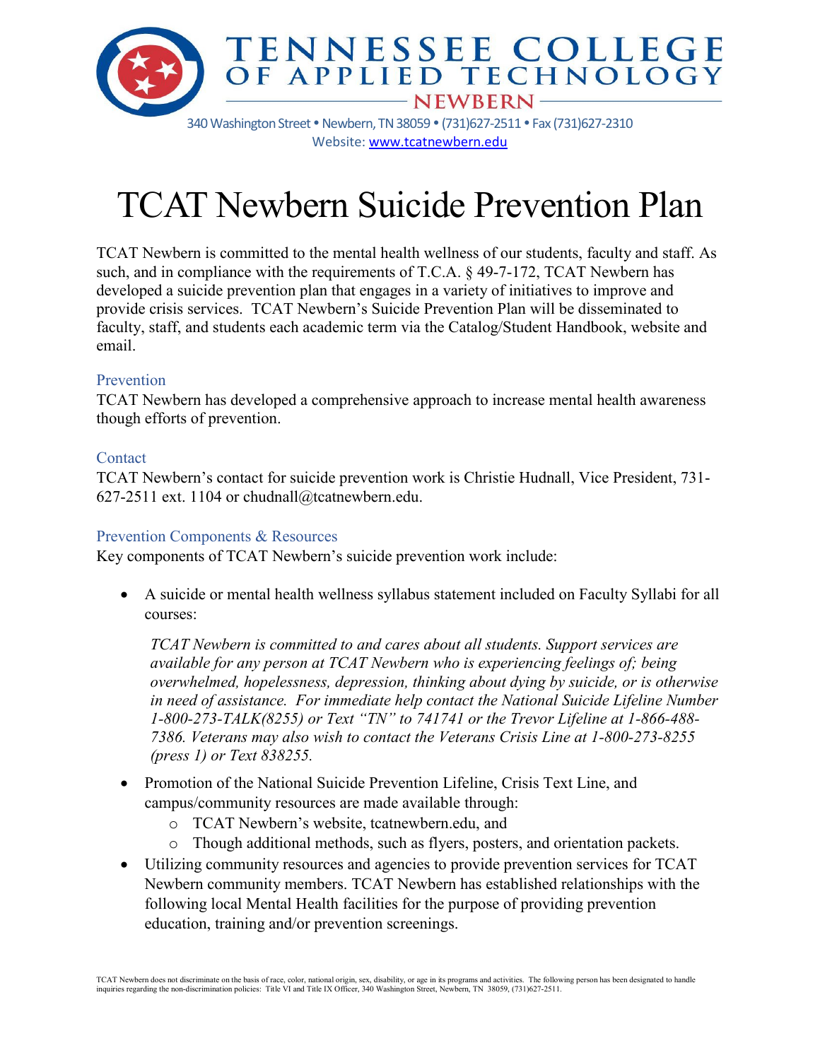**TENNESSEE COLLEGE OF APPLIED TECHNOLOGY**
**NEWBERN**

340 Washington Street • Newbern, TN 38059 • (731)627-2511 • Fax (731)627-2310
Website: www.tcatnewbern.edu

# TCAT Newbern Suicide Prevention Plan

TCAT Newbern is committed to the mental health wellness of our students, faculty and staff. As such, and in compliance with the requirements of T.C.A. § 49-7-172, TCAT Newbern has developed a suicide prevention plan that engages in a variety of initiatives to improve and provide crisis services. TCAT Newbern's Suicide Prevention Plan will be disseminated to faculty, staff, and students each academic term via the Catalog/Student Handbook, website and email.

## Prevention

TCAT Newbern has developed a comprehensive approach to increase mental health awareness though efforts of prevention.

## Contact

TCAT Newbern's contact for suicide prevention work is Christie Hudnall, Vice President, 731-627-2511 ext. 1104 or chudnall@tcatnewbern.edu.

## Prevention Components & Resources

Key components of TCAT Newbern's suicide prevention work include:

- A suicide or mental health wellness syllabus statement included on Faculty Syllabi for all courses:

  *TCAT Newbern is committed to and cares about all students. Support services are available for any person at TCAT Newbern who is experiencing feelings of; being overwhelmed, hopelessness, depression, thinking about dying by suicide, or is otherwise in need of assistance. For immediate help contact the National Suicide Lifeline Number 1-800-273-TALK(8255) or Text "TN" to 741741 or the Trevor Lifeline at 1-866-488-7386. Veterans may also wish to contact the Veterans Crisis Line at 1-800-273-8255 (press 1) or Text 838255.*

- Promotion of the National Suicide Prevention Lifeline, Crisis Text Line, and campus/community resources are made available through:
  - TCAT Newbern's website, tcatnewbern.edu, and
  - Though additional methods, such as flyers, posters, and orientation packets.
- Utilizing community resources and agencies to provide prevention services for TCAT Newbern community members. TCAT Newbern has established relationships with the following local Mental Health facilities for the purpose of providing prevention education, training and/or prevention screenings.

TCAT Newbern does not discriminate on the basis of race, color, national origin, sex, disability, or age in its programs and activities. The following person has been designated to handle inquiries regarding the non-discrimination policies: Title VI and Title IX Officer, 340 Washington Street, Newbern, TN 38059, (731)627-2511.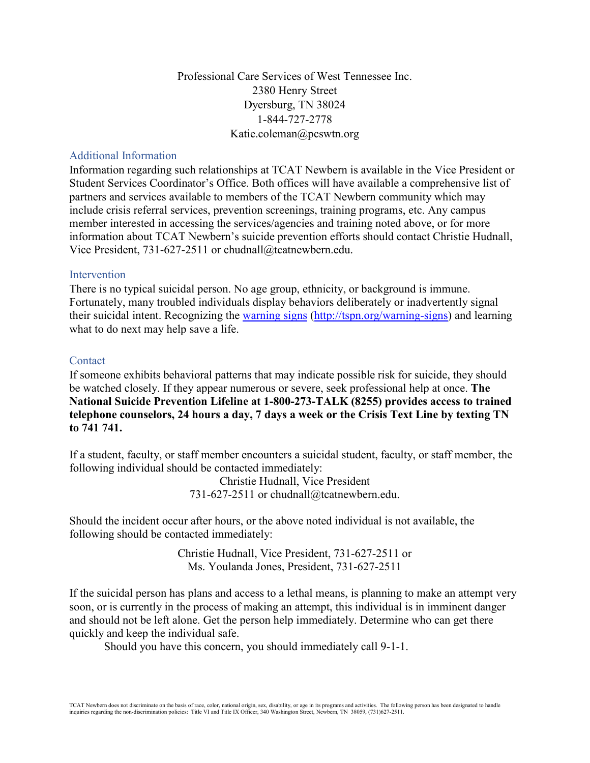Professional Care Services of West Tennessee Inc.
2380 Henry Street
Dyersburg, TN 38024
1-844-727-2778
Katie.coleman@pcswtn.org

## Additional Information

Information regarding such relationships at TCAT Newbern is available in the Vice President or Student Services Coordinator's Office. Both offices will have available a comprehensive list of partners and services available to members of the TCAT Newbern community which may include crisis referral services, prevention screenings, training programs, etc. Any campus member interested in accessing the services/agencies and training noted above, or for more information about TCAT Newbern's suicide prevention efforts should contact Christie Hudnall, Vice President, 731-627-2511 or chudnall@tcatnewbern.edu.

## Intervention

There is no typical suicidal person. No age group, ethnicity, or background is immune. Fortunately, many troubled individuals display behaviors deliberately or inadvertently signal their suicidal intent. Recognizing the [warning signs](http://tspn.org/warning-signs) (http://tspn.org/warning-signs) and learning what to do next may help save a life.

## Contact

If someone exhibits behavioral patterns that may indicate possible risk for suicide, they should be watched closely. If they appear numerous or severe, seek professional help at once. **The National Suicide Prevention Lifeline at 1-800-273-TALK (8255) provides access to trained telephone counselors, 24 hours a day, 7 days a week or the Crisis Text Line by texting TN to 741 741.**

If a student, faculty, or staff member encounters a suicidal student, faculty, or staff member, the following individual should be contacted immediately:

Christie Hudnall, Vice President
731-627-2511 or chudnall@tcatnewbern.edu.

Should the incident occur after hours, or the above noted individual is not available, the following should be contacted immediately:

Christie Hudnall, Vice President, 731-627-2511 or
Ms. Youlanda Jones, President, 731-627-2511

If the suicidal person has plans and access to a lethal means, is planning to make an attempt very soon, or is currently in the process of making an attempt, this individual is in imminent danger and should not be left alone. Get the person help immediately. Determine who can get there quickly and keep the individual safe.

Should you have this concern, you should immediately call 9-1-1.

TCAT Newbern does not discriminate on the basis of race, color, national origin, sex, disability, or age in its programs and activities. The following person has been designated to handle inquiries regarding the non-discrimination policies: Title VI and Title IX Officer, 340 Washington Street, Newbern, TN 38059, (731)627-2511.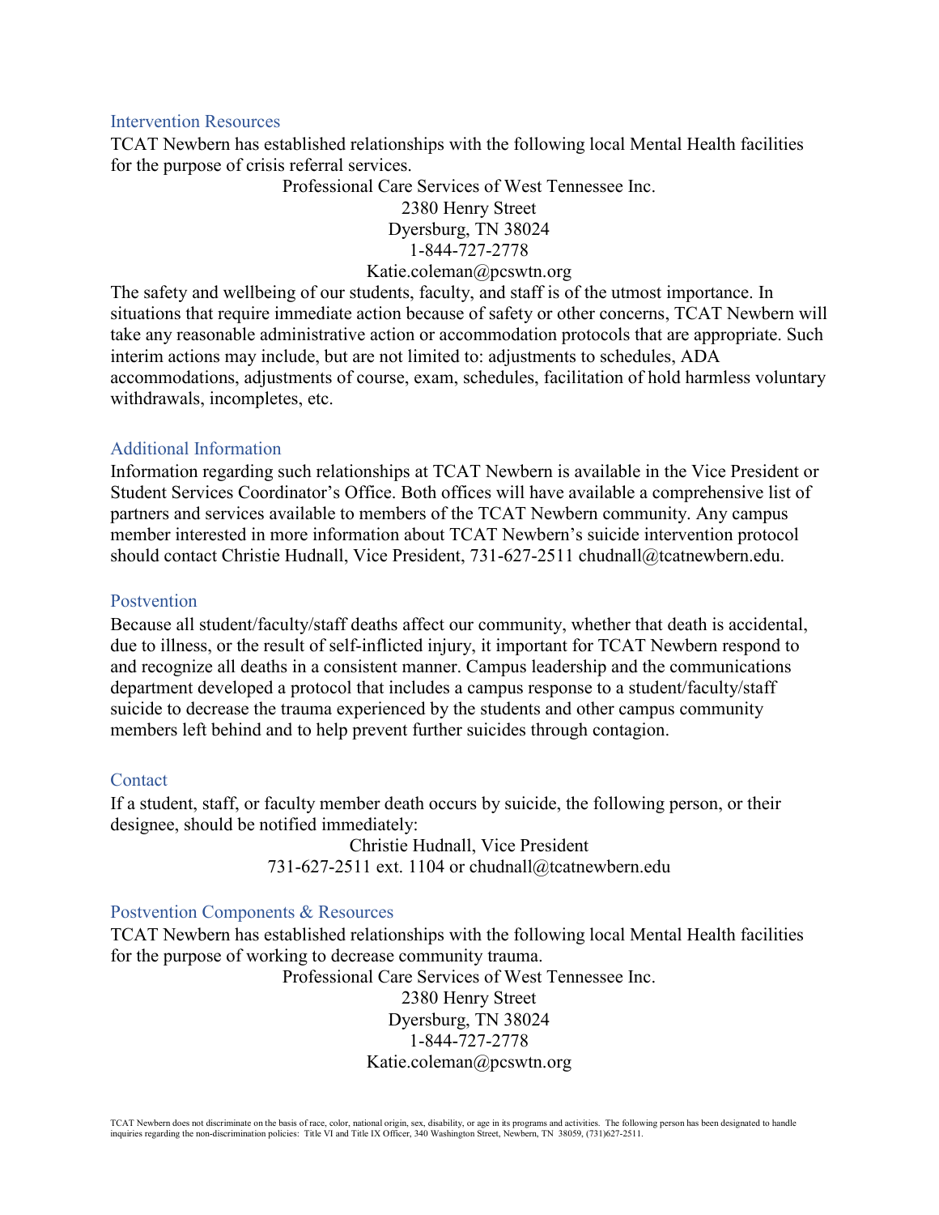## Intervention Resources

TCAT Newbern has established relationships with the following local Mental Health facilities for the purpose of crisis referral services.

Professional Care Services of West Tennessee Inc.
2380 Henry Street
Dyersburg, TN 38024
1-844-727-2778
Katie.coleman@pcswtn.org

The safety and wellbeing of our students, faculty, and staff is of the utmost importance. In situations that require immediate action because of safety or other concerns, TCAT Newbern will take any reasonable administrative action or accommodation protocols that are appropriate. Such interim actions may include, but are not limited to: adjustments to schedules, ADA accommodations, adjustments of course, exam, schedules, facilitation of hold harmless voluntary withdrawals, incompletes, etc.

## Additional Information

Information regarding such relationships at TCAT Newbern is available in the Vice President or Student Services Coordinator's Office. Both offices will have available a comprehensive list of partners and services available to members of the TCAT Newbern community. Any campus member interested in more information about TCAT Newbern's suicide intervention protocol should contact Christie Hudnall, Vice President, 731-627-2511 chudnall@tcatnewbern.edu.

## Postvention

Because all student/faculty/staff deaths affect our community, whether that death is accidental, due to illness, or the result of self-inflicted injury, it important for TCAT Newbern respond to and recognize all deaths in a consistent manner. Campus leadership and the communications department developed a protocol that includes a campus response to a student/faculty/staff suicide to decrease the trauma experienced by the students and other campus community members left behind and to help prevent further suicides through contagion.

## Contact

If a student, staff, or faculty member death occurs by suicide, the following person, or their designee, should be notified immediately:

Christie Hudnall, Vice President
731-627-2511 ext. 1104 or chudnall@tcatnewbern.edu

## Postvention Components & Resources

TCAT Newbern has established relationships with the following local Mental Health facilities for the purpose of working to decrease community trauma.

Professional Care Services of West Tennessee Inc.
2380 Henry Street
Dyersburg, TN 38024
1-844-727-2778
Katie.coleman@pcswtn.org

TCAT Newbern does not discriminate on the basis of race, color, national origin, sex, disability, or age in its programs and activities. The following person has been designated to handle inquiries regarding the non-discrimination policies: Title VI and Title IX Officer, 340 Washington Street, Newbern, TN 38059, (731)627-2511.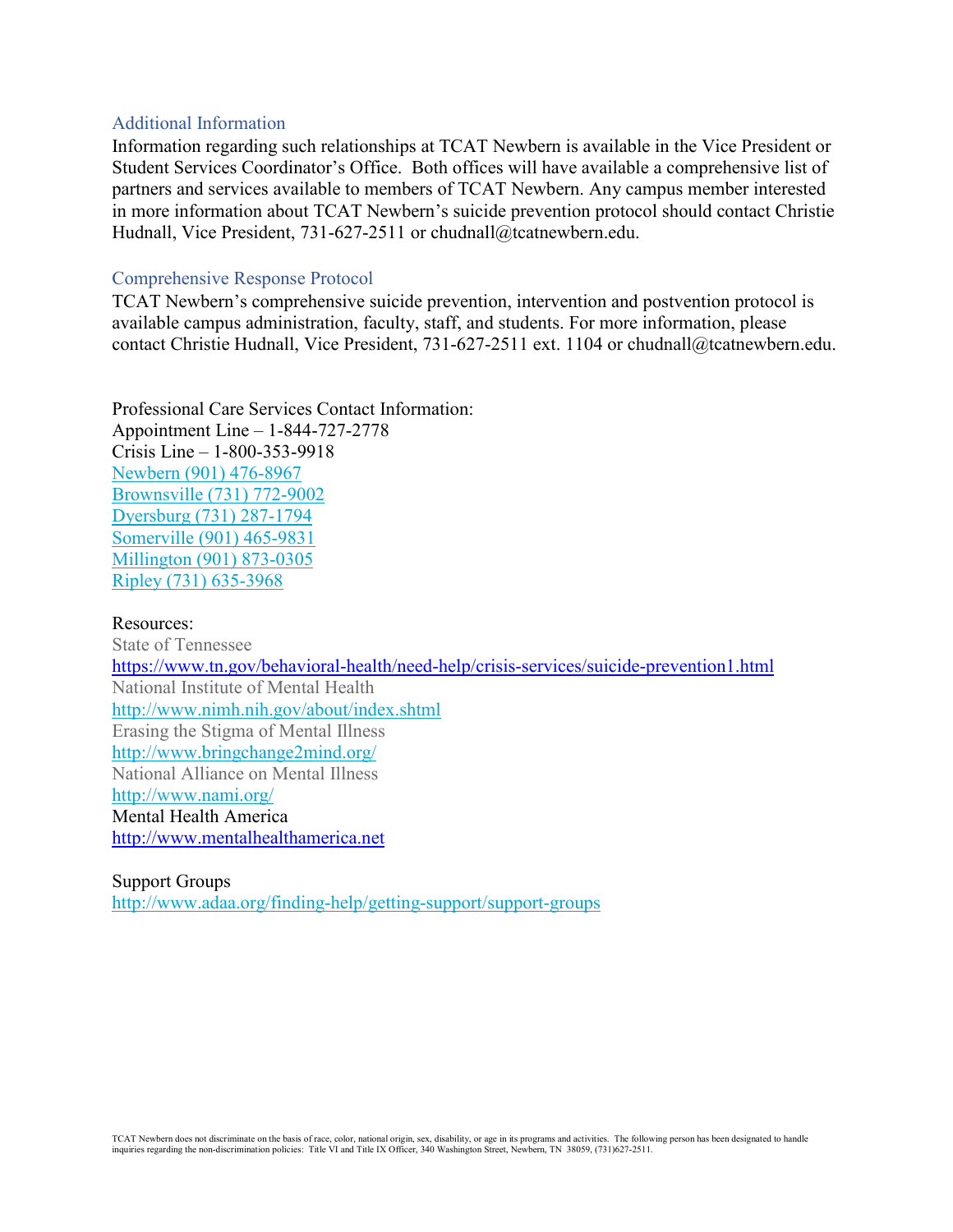## Additional Information

Information regarding such relationships at TCAT Newbern is available in the Vice President or Student Services Coordinator's Office. Both offices will have available a comprehensive list of partners and services available to members of TCAT Newbern. Any campus member interested in more information about TCAT Newbern's suicide prevention protocol should contact Christie Hudnall, Vice President, 731-627-2511 or chudnall@tcatnewbern.edu.

## Comprehensive Response Protocol

TCAT Newbern's comprehensive suicide prevention, intervention and postvention protocol is available campus administration, faculty, staff, and students. For more information, please contact Christie Hudnall, Vice President, 731-627-2511 ext. 1104 or chudnall@tcatnewbern.edu.

Professional Care Services Contact Information:
Appointment Line – 1-844-727-2778
Crisis Line – 1-800-353-9918
Newbern (901) 476-8967
Brownsville (731) 772-9002
Dyersburg (731) 287-1794
Somerville (901) 465-9831
Millington (901) 873-0305
Ripley (731) 635-3968

Resources:
State of Tennessee
https://www.tn.gov/behavioral-health/need-help/crisis-services/suicide-prevention1.html
National Institute of Mental Health
http://www.nimh.nih.gov/about/index.shtml
Erasing the Stigma of Mental Illness
http://www.bringchange2mind.org/
National Alliance on Mental Illness
http://www.nami.org/
Mental Health America
http://www.mentalhealthamerica.net

Support Groups
http://www.adaa.org/finding-help/getting-support/support-groups

TCAT Newbern does not discriminate on the basis of race, color, national origin, sex, disability, or age in its programs and activities. The following person has been designated to handle inquiries regarding the non-discrimination policies: Title VI and Title IX Officer, 340 Washington Street, Newbern, TN 38059, (731)627-2511.